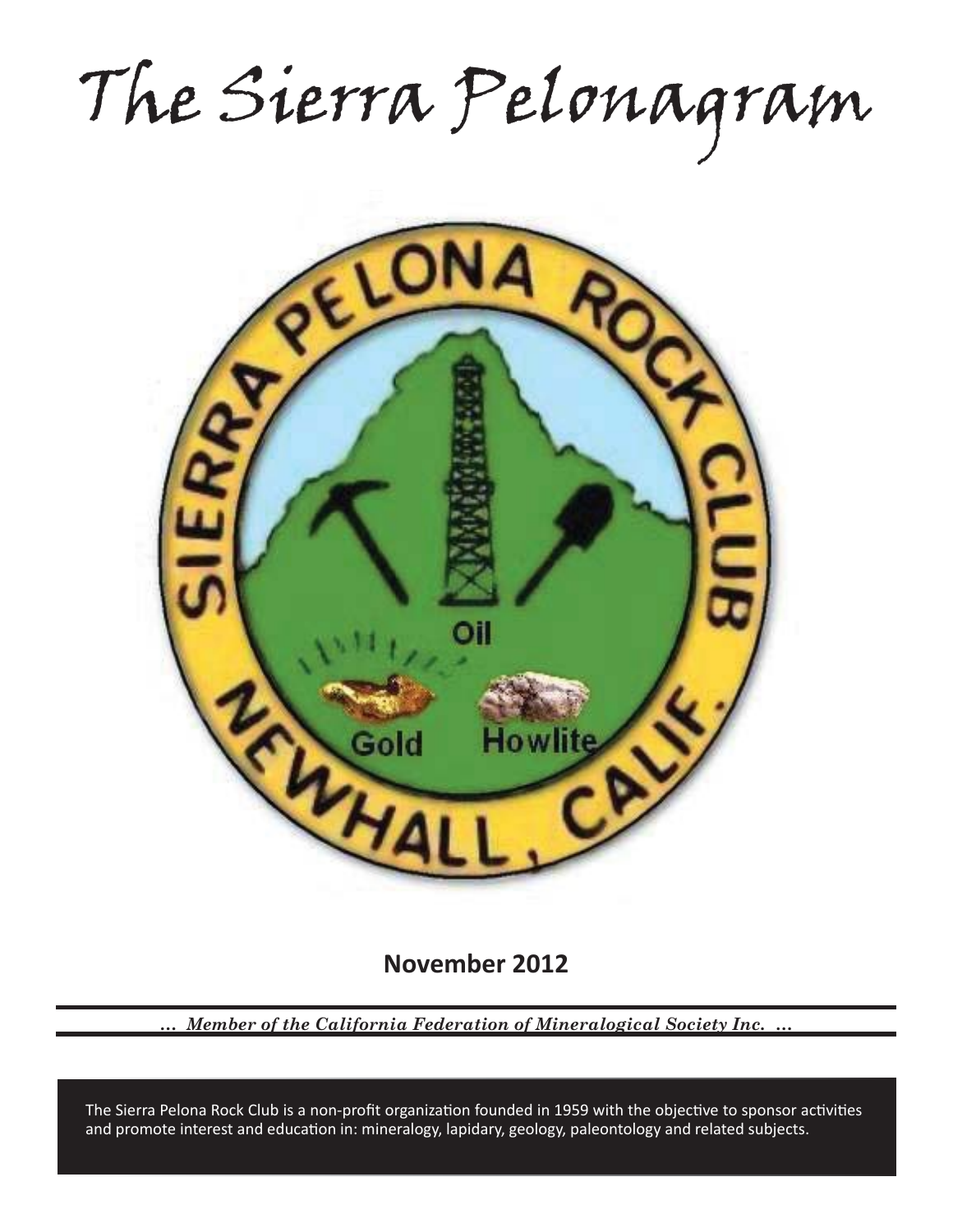# The Sierra Pelonagram

SIERRA PELONA ROCK CLUB

NEWHALL, CALIF.

Oil

Gold

Howlite

**November 2012**

*... Member of the California Federation of Mineralogical Society Inc. ...*

The Sierra Pelona Rock Club is a non-profit organization founded in 1959 with the objective to sponsor activities and promote interest and education in: mineralogy, lapidary, geology, paleontology and related subjects.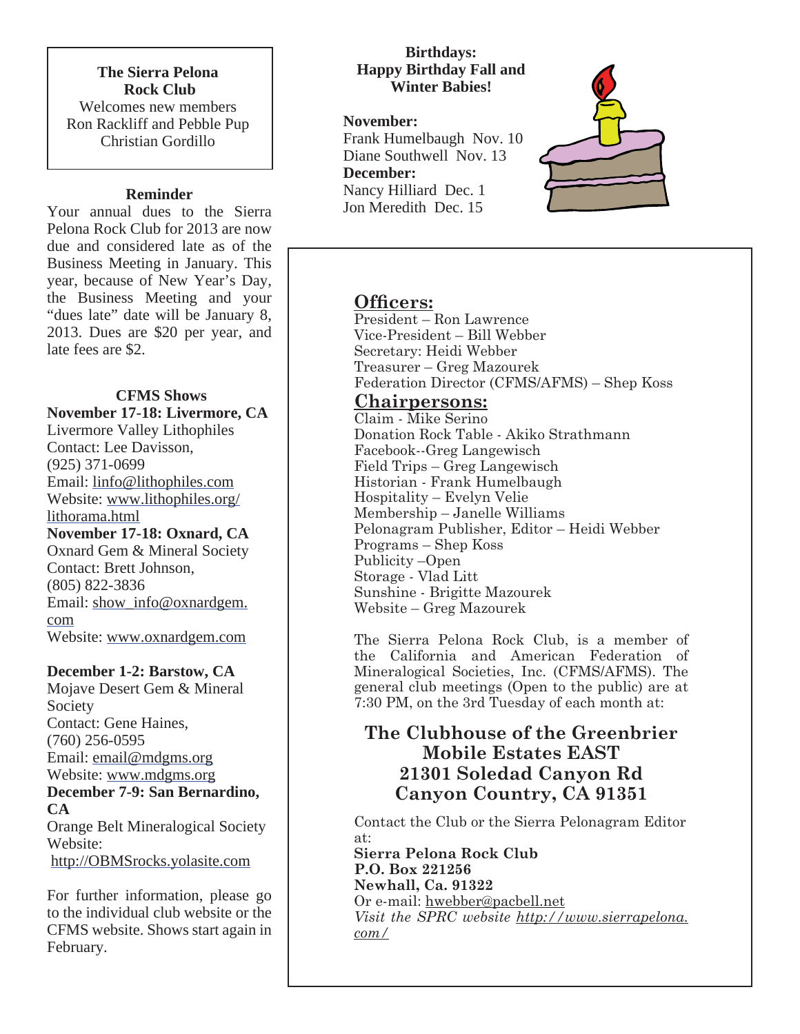**The Sierra Pelona Rock Club**

Welcomes new members Ron Rackliff and Pebble Pup Christian Gordillo

**Reminder**

Your annual dues to the Sierra Pelona Rock Club for 2013 are now due and considered late as of the Business Meeting in January. This year, because of New Year's Day, the Business Meeting and your "dues late" date will be January 8, 2013. Dues are $20 per year, and late fees are $2.

**CFMS Shows**

**November 17-18: Livermore, CA**
Livermore Valley Lithophiles
Contact: Lee Davisson, (925) 371-0699
Email: linfo@lithophiles.com
Website: www.lithophiles.org/lithorama.html

**November 17-18: Oxnard, CA**
Oxnard Gem & Mineral Society
Contact: Brett Johnson, (805) 822-3836
Email: show_info@oxnardgem.com
Website: www.oxnardgem.com

**December 1-2: Barstow, CA**
Mojave Desert Gem & Mineral Society
Contact: Gene Haines, (760) 256-0595
Email: email@mdgms.org
Website: www.mdgms.org

**December 7-9: San Bernardino, CA**
Orange Belt Mineralogical Society
Website: http://OBMSrocks.yolasite.com

For further information, please go to the individual club website or the CFMS website. Shows start again in February.

**Birthdays:**
**Happy Birthday Fall and Winter Babies!**

**November:**
Frank Humelbaugh Nov. 10
Diane Southwell Nov. 13

**December:**
Nancy Hilliard Dec. 1
Jon Meredith Dec. 15

## Officers:

President – Ron Lawrence
Vice-President – Bill Webber
Secretary: Heidi Webber
Treasurer – Greg Mazourek
Federation Director (CFMS/AFMS) – Shep Koss

## Chairpersons:

Claim - Mike Serino
Donation Rock Table - Akiko Strathmann
Facebook--Greg Langewisch
Field Trips – Greg Langewisch
Historian - Frank Humelbaugh
Hospitality – Evelyn Velie
Membership – Janelle Williams
Pelonagram Publisher, Editor – Heidi Webber
Programs – Shep Koss
Publicity –Open
Storage - Vlad Litt
Sunshine - Brigitte Mazourek
Website – Greg Mazourek

The Sierra Pelona Rock Club, is a member of the California and American Federation of Mineralogical Societies, Inc. (CFMS/AFMS). The general club meetings (Open to the public) are at 7:30 PM, on the 3rd Tuesday of each month at:

**The Clubhouse of the Greenbrier Mobile Estates EAST**
**21301 Soledad Canyon Rd**
**Canyon Country, CA 91351**

Contact the Club or the Sierra Pelonagram Editor at:
**Sierra Pelona Rock Club**
**P.O. Box 221256**
**Newhall, Ca. 91322**
Or e-mail: hwebber@pacbell.net
*Visit the SPRC website http://www.sierrapelona.com/*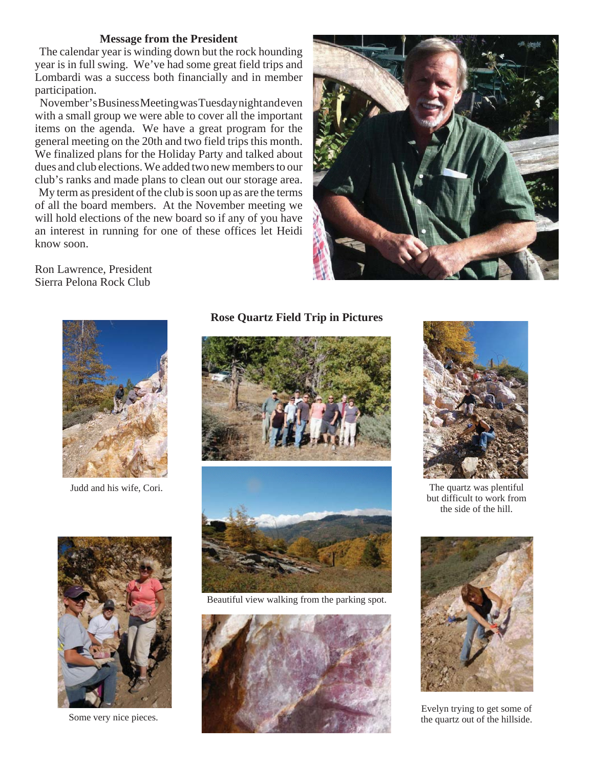### Message from the President

The calendar year is winding down but the rock hounding year is in full swing. We've had some great field trips and Lombardi was a success both financially and in member participation.

November's Business Meeting was Tuesday night and even with a small group we were able to cover all the important items on the agenda. We have a great program for the general meeting on the 20th and two field trips this month. We finalized plans for the Holiday Party and talked about dues and club elections. We added two new members to our club's ranks and made plans to clean out our storage area.

My term as president of the club is soon up as are the terms of all the board members. At the November meeting we will hold elections of the new board so if any of you have an interest in running for one of these offices let Heidi know soon.

Ron Lawrence, President
Sierra Pelona Rock Club

### Rose Quartz Field Trip in Pictures

Judd and his wife, Cori.

The quartz was plentiful but difficult to work from the side of the hill.

Beautiful view walking from the parking spot.

Some very nice pieces.

Evelyn trying to get some of the quartz out of the hillside.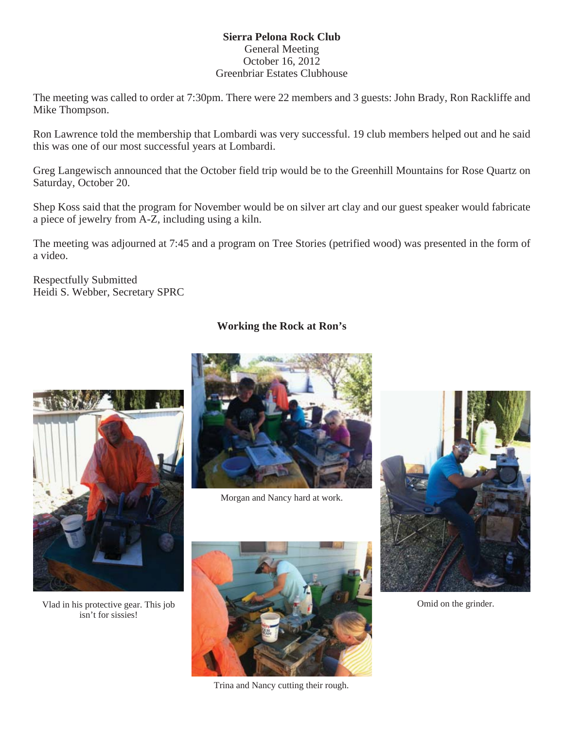**Sierra Pelona Rock Club**
General Meeting
October 16, 2012
Greenbriar Estates Clubhouse

The meeting was called to order at 7:30pm. There were 22 members and 3 guests: John Brady, Ron Rackliffe and Mike Thompson.

Ron Lawrence told the membership that Lombardi was very successful. 19 club members helped out and he said this was one of our most successful years at Lombardi.

Greg Langewisch announced that the October field trip would be to the Greenhill Mountains for Rose Quartz on Saturday, October 20.

Shep Koss said that the program for November would be on silver art clay and our guest speaker would fabricate a piece of jewelry from A-Z, including using a kiln.

The meeting was adjourned at 7:45 and a program on Tree Stories (petrified wood) was presented in the form of a video.

Respectfully Submitted
Heidi S. Webber, Secretary SPRC

## Working the Rock at Ron's

Vlad in his protective gear. This job isn't for sissies!

Morgan and Nancy hard at work.

Omid on the grinder.

Trina and Nancy cutting their rough.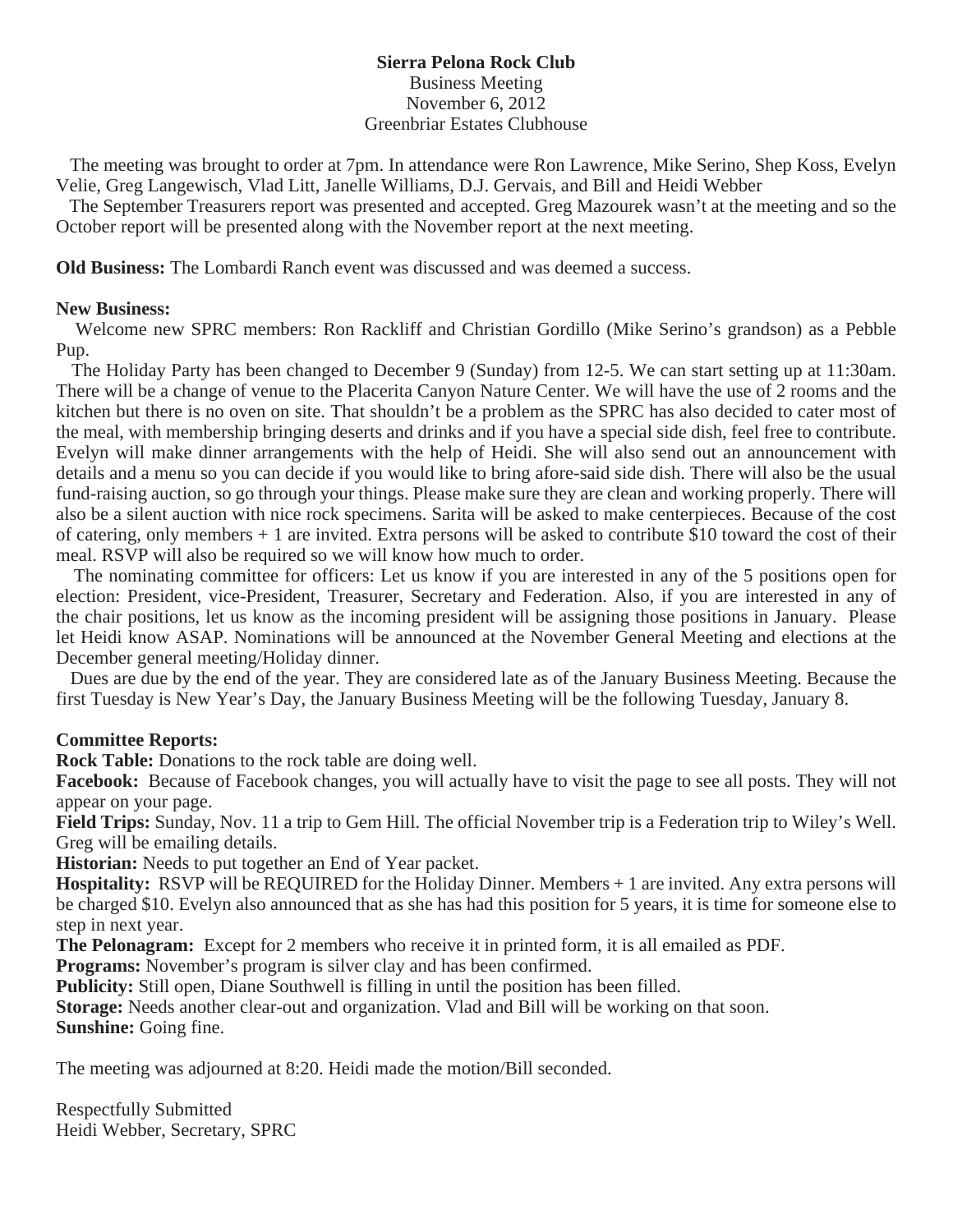**Sierra Pelona Rock Club**
Business Meeting
November 6, 2012
Greenbriar Estates Clubhouse

The meeting was brought to order at 7pm. In attendance were Ron Lawrence, Mike Serino, Shep Koss, Evelyn Velie, Greg Langewisch, Vlad Litt, Janelle Williams, D.J. Gervais, and Bill and Heidi Webber

The September Treasurers report was presented and accepted. Greg Mazourek wasn't at the meeting and so the October report will be presented along with the November report at the next meeting.

**Old Business:** The Lombardi Ranch event was discussed and was deemed a success.

**New Business:**

Welcome new SPRC members: Ron Rackliff and Christian Gordillo (Mike Serino's grandson) as a Pebble Pup.

The Holiday Party has been changed to December 9 (Sunday) from 12-5. We can start setting up at 11:30am. There will be a change of venue to the Placerita Canyon Nature Center. We will have the use of 2 rooms and the kitchen but there is no oven on site. That shouldn't be a problem as the SPRC has also decided to cater most of the meal, with membership bringing deserts and drinks and if you have a special side dish, feel free to contribute. Evelyn will make dinner arrangements with the help of Heidi. She will also send out an announcement with details and a menu so you can decide if you would like to bring afore-said side dish. There will also be the usual fund-raising auction, so go through your things. Please make sure they are clean and working properly. There will also be a silent auction with nice rock specimens. Sarita will be asked to make centerpieces. Because of the cost of catering, only members + 1 are invited. Extra persons will be asked to contribute $10 toward the cost of their meal. RSVP will also be required so we will know how much to order.

The nominating committee for officers: Let us know if you are interested in any of the 5 positions open for election: President, vice-President, Treasurer, Secretary and Federation. Also, if you are interested in any of the chair positions, let us know as the incoming president will be assigning those positions in January. Please let Heidi know ASAP. Nominations will be announced at the November General Meeting and elections at the December general meeting/Holiday dinner.

Dues are due by the end of the year. They are considered late as of the January Business Meeting. Because the first Tuesday is New Year's Day, the January Business Meeting will be the following Tuesday, January 8.

**Committee Reports:**

**Rock Table:** Donations to the rock table are doing well.

**Facebook:** Because of Facebook changes, you will actually have to visit the page to see all posts. They will not appear on your page.

**Field Trips:** Sunday, Nov. 11 a trip to Gem Hill. The official November trip is a Federation trip to Wiley's Well. Greg will be emailing details.

**Historian:** Needs to put together an End of Year packet.

**Hospitality:** RSVP will be REQUIRED for the Holiday Dinner. Members + 1 are invited. Any extra persons will be charged $10. Evelyn also announced that as she has had this position for 5 years, it is time for someone else to step in next year.

**The Pelonagram:** Except for 2 members who receive it in printed form, it is all emailed as PDF.

**Programs:** November's program is silver clay and has been confirmed.

**Publicity:** Still open, Diane Southwell is filling in until the position has been filled.

**Storage:** Needs another clear-out and organization. Vlad and Bill will be working on that soon.

**Sunshine:** Going fine.

The meeting was adjourned at 8:20. Heidi made the motion/Bill seconded.

Respectfully Submitted
Heidi Webber, Secretary, SPRC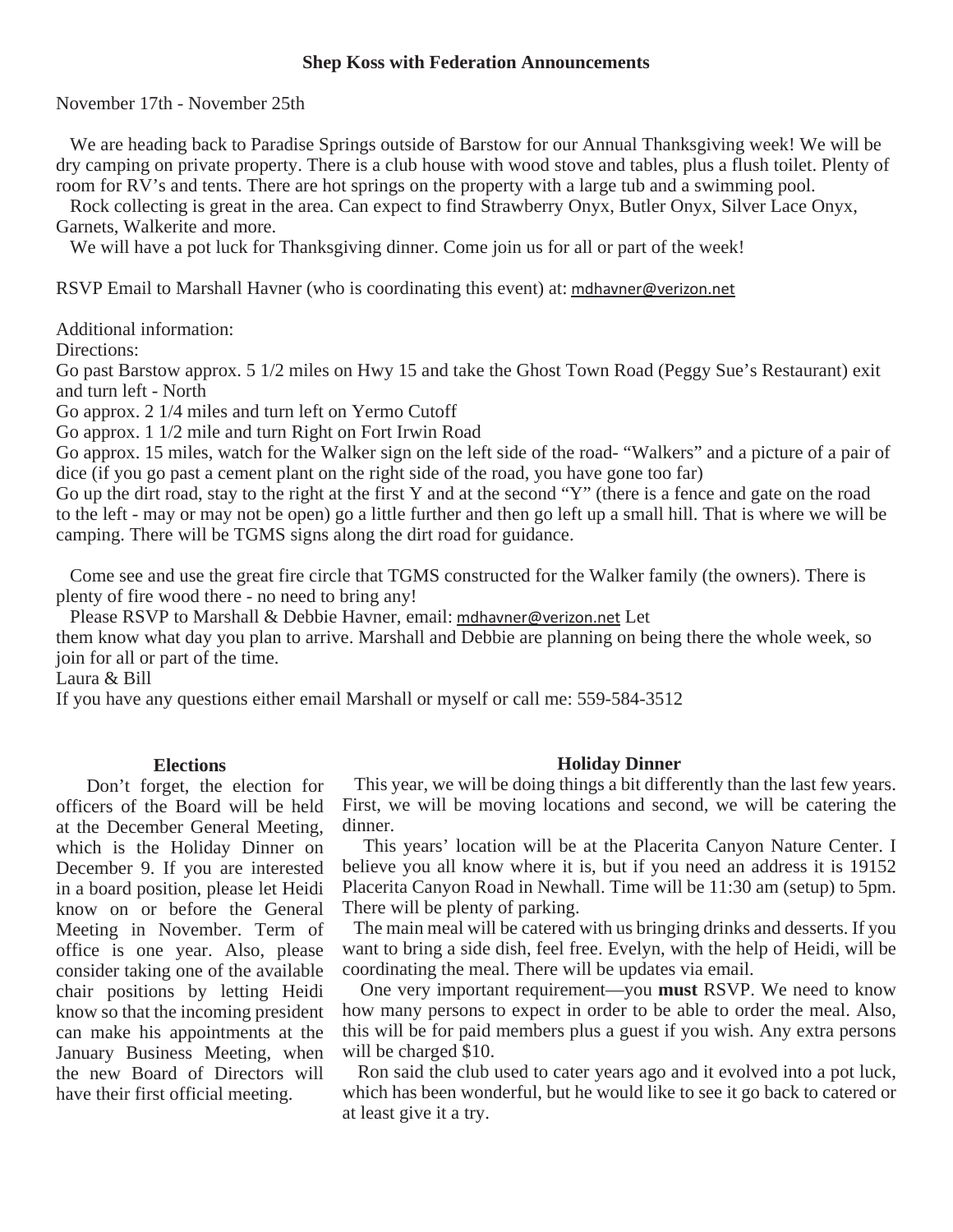## Shep Koss with Federation Announcements

November 17th - November 25th

We are heading back to Paradise Springs outside of Barstow for our Annual Thanksgiving week! We will be dry camping on private property. There is a club house with wood stove and tables, plus a flush toilet. Plenty of room for RV's and tents. There are hot springs on the property with a large tub and a swimming pool.

Rock collecting is great in the area. Can expect to find Strawberry Onyx, Butler Onyx, Silver Lace Onyx, Garnets, Walkerite and more.

We will have a pot luck for Thanksgiving dinner. Come join us for all or part of the week!

RSVP Email to Marshall Havner (who is coordinating this event) at: mdhavner@verizon.net

Additional information:

Directions:

Go past Barstow approx. 5 1/2 miles on Hwy 15 and take the Ghost Town Road (Peggy Sue's Restaurant) exit and turn left - North

Go approx. 2 1/4 miles and turn left on Yermo Cutoff

Go approx. 1 1/2 mile and turn Right on Fort Irwin Road

Go approx. 15 miles, watch for the Walker sign on the left side of the road- "Walkers" and a picture of a pair of dice (if you go past a cement plant on the right side of the road, you have gone too far)

Go up the dirt road, stay to the right at the first Y and at the second "Y" (there is a fence and gate on the road to the left - may or may not be open) go a little further and then go left up a small hill. That is where we will be camping. There will be TGMS signs along the dirt road for guidance.

Come see and use the great fire circle that TGMS constructed for the Walker family (the owners). There is plenty of fire wood there - no need to bring any!

Please RSVP to Marshall & Debbie Havner, email: mdhavner@verizon.net Let them know what day you plan to arrive. Marshall and Debbie are planning on being there the whole week, so join for all or part of the time.

Laura & Bill

If you have any questions either email Marshall or myself or call me: 559-584-3512

### Elections

Don't forget, the election for officers of the Board will be held at the December General Meeting, which is the Holiday Dinner on December 9. If you are interested in a board position, please let Heidi know on or before the General Meeting in November. Term of office is one year. Also, please consider taking one of the available chair positions by letting Heidi know so that the incoming president can make his appointments at the January Business Meeting, when the new Board of Directors will have their first official meeting.

### Holiday Dinner

This year, we will be doing things a bit differently than the last few years. First, we will be moving locations and second, we will be catering the dinner.

This years' location will be at the Placerita Canyon Nature Center. I believe you all know where it is, but if you need an address it is 19152 Placerita Canyon Road in Newhall. Time will be 11:30 am (setup) to 5pm. There will be plenty of parking.

The main meal will be catered with us bringing drinks and desserts. If you want to bring a side dish, feel free. Evelyn, with the help of Heidi, will be coordinating the meal. There will be updates via email.

One very important requirement—you **must** RSVP. We need to know how many persons to expect in order to be able to order the meal. Also, this will be for paid members plus a guest if you wish. Any extra persons will be charged $10.

Ron said the club used to cater years ago and it evolved into a pot luck, which has been wonderful, but he would like to see it go back to catered or at least give it a try.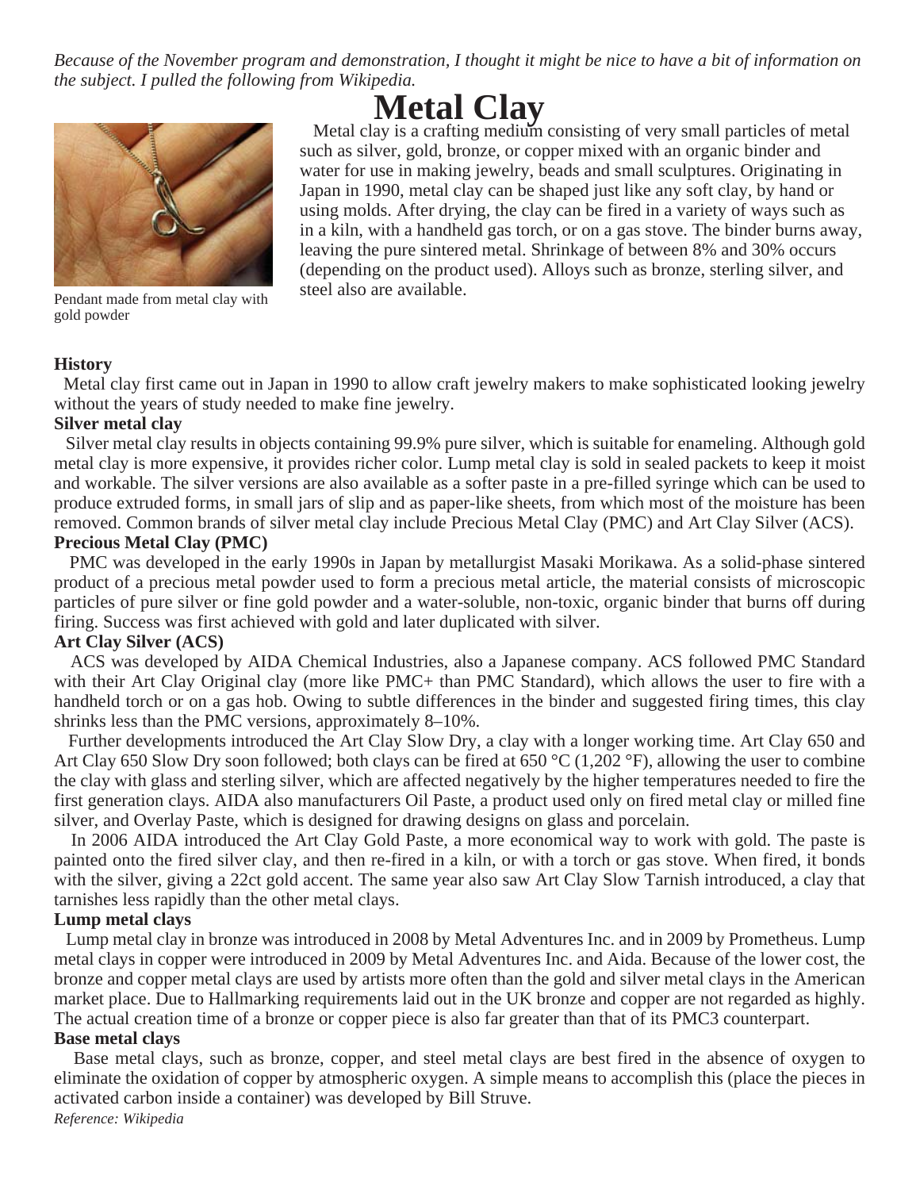*Because of the November program and demonstration, I thought it might be nice to have a bit of information on the subject. I pulled the following from Wikipedia.*

# Metal Clay

Pendant made from metal clay with gold powder

Metal clay is a crafting medium consisting of very small particles of metal such as silver, gold, bronze, or copper mixed with an organic binder and water for use in making jewelry, beads and small sculptures. Originating in Japan in 1990, metal clay can be shaped just like any soft clay, by hand or using molds. After drying, the clay can be fired in a variety of ways such as in a kiln, with a handheld gas torch, or on a gas stove. The binder burns away, leaving the pure sintered metal. Shrinkage of between 8% and 30% occurs (depending on the product used). Alloys such as bronze, sterling silver, and steel also are available.

**History**

Metal clay first came out in Japan in 1990 to allow craft jewelry makers to make sophisticated looking jewelry without the years of study needed to make fine jewelry.

**Silver metal clay**

Silver metal clay results in objects containing 99.9% pure silver, which is suitable for enameling. Although gold metal clay is more expensive, it provides richer color. Lump metal clay is sold in sealed packets to keep it moist and workable. The silver versions are also available as a softer paste in a pre-filled syringe which can be used to produce extruded forms, in small jars of slip and as paper-like sheets, from which most of the moisture has been removed. Common brands of silver metal clay include Precious Metal Clay (PMC) and Art Clay Silver (ACS).

**Precious Metal Clay (PMC)**

PMC was developed in the early 1990s in Japan by metallurgist Masaki Morikawa. As a solid-phase sintered product of a precious metal powder used to form a precious metal article, the material consists of microscopic particles of pure silver or fine gold powder and a water-soluble, non-toxic, organic binder that burns off during firing. Success was first achieved with gold and later duplicated with silver.

**Art Clay Silver (ACS)**

ACS was developed by AIDA Chemical Industries, also a Japanese company. ACS followed PMC Standard with their Art Clay Original clay (more like PMC+ than PMC Standard), which allows the user to fire with a handheld torch or on a gas hob. Owing to subtle differences in the binder and suggested firing times, this clay shrinks less than the PMC versions, approximately 8–10%.

Further developments introduced the Art Clay Slow Dry, a clay with a longer working time. Art Clay 650 and Art Clay 650 Slow Dry soon followed; both clays can be fired at 650 °C (1,202 °F), allowing the user to combine the clay with glass and sterling silver, which are affected negatively by the higher temperatures needed to fire the first generation clays. AIDA also manufacturers Oil Paste, a product used only on fired metal clay or milled fine silver, and Overlay Paste, which is designed for drawing designs on glass and porcelain.

In 2006 AIDA introduced the Art Clay Gold Paste, a more economical way to work with gold. The paste is painted onto the fired silver clay, and then re-fired in a kiln, or with a torch or gas stove. When fired, it bonds with the silver, giving a 22ct gold accent. The same year also saw Art Clay Slow Tarnish introduced, a clay that tarnishes less rapidly than the other metal clays.

**Lump metal clays**

Lump metal clay in bronze was introduced in 2008 by Metal Adventures Inc. and in 2009 by Prometheus. Lump metal clays in copper were introduced in 2009 by Metal Adventures Inc. and Aida. Because of the lower cost, the bronze and copper metal clays are used by artists more often than the gold and silver metal clays in the American market place. Due to Hallmarking requirements laid out in the UK bronze and copper are not regarded as highly. The actual creation time of a bronze or copper piece is also far greater than that of its PMC3 counterpart.

**Base metal clays**

Base metal clays, such as bronze, copper, and steel metal clays are best fired in the absence of oxygen to eliminate the oxidation of copper by atmospheric oxygen. A simple means to accomplish this (place the pieces in activated carbon inside a container) was developed by Bill Struve.

*Reference: Wikipedia*